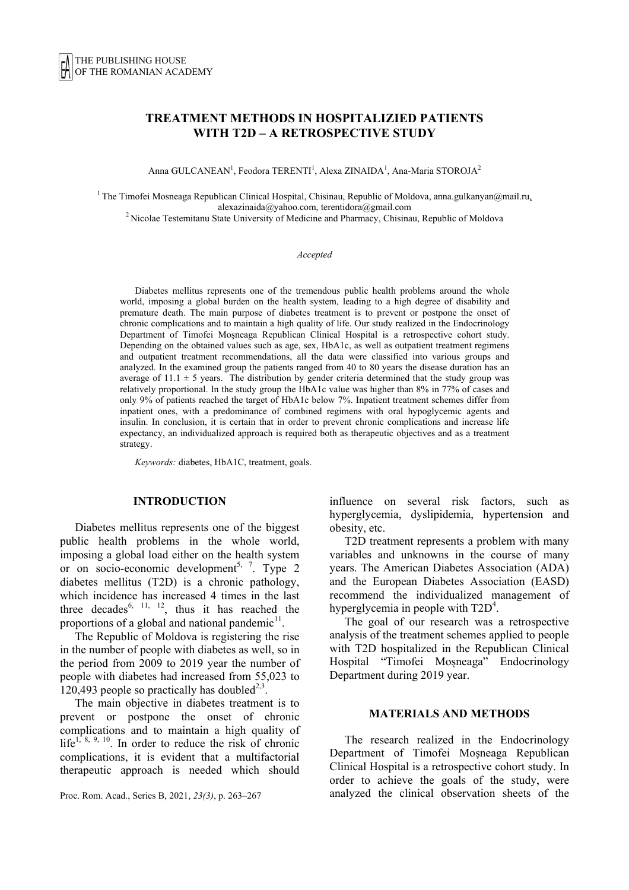# TREATMENT METHODS IN HOSPITALIZIED PATIENTS WITH T2D – A RETROSPECTIVE STUDY

Anna GULCANEAN[1], Feodora TERENTI[1], Alexa ZINAIDA[1], Ana-Maria STOROJA[2]

[1] The Timofei Mosneaga Republican Clinical Hospital, Chisinau, Republic of Moldova, anna.gulkanyan@mail.ru, alexazinaida@yahoo.com, terentidora@gmail.com

[2] Nicolae Testemitanu State University of Medicine and Pharmacy, Chisinau, Republic of Moldova

*Accepted*

Diabetes mellitus represents one of the tremendous public health problems around the whole world, imposing a global burden on the health system, leading to a high degree of disability and premature death. The main purpose of diabetes treatment is to prevent or postpone the onset of chronic complications and to maintain a high quality of life. Our study realized in the Endocrinology Department of Timofei Moşneaga Republican Clinical Hospital is a retrospective cohort study. Depending on the obtained values such as age, sex, HbA1c, as well as outpatient treatment regimens and outpatient treatment recommendations, all the data were classified into various groups and analyzed. In the examined group the patients ranged from 40 to 80 years the disease duration has an average of 11.1 ± 5 years. The distribution by gender criteria determined that the study group was relatively proportional. In the study group the HbA1c value was higher than 8% in 77% of cases and only 9% of patients reached the target of HbA1c below 7%. Inpatient treatment schemes differ from inpatient ones, with a predominance of combined regimens with oral hypoglycemic agents and insulin. In conclusion, it is certain that in order to prevent chronic complications and increase life expectancy, an individualized approach is required both as therapeutic objectives and as a treatment strategy.

*Keywords:* diabetes, HbA1C, treatment, goals.

## INTRODUCTION

Diabetes mellitus represents one of the biggest public health problems in the whole world, imposing a global load either on the health system or on socio-economic development[5, 7]. Type 2 diabetes mellitus (T2D) is a chronic pathology, which incidence has increased 4 times in the last three decades[6, 11, 12], thus it has reached the proportions of a global and national pandemic[11].

The Republic of Moldova is registering the rise in the number of people with diabetes as well, so in the period from 2009 to 2019 year the number of people with diabetes had increased from 55,023 to 120,493 people so practically has doubled[2,3].

The main objective in diabetes treatment is to prevent or postpone the onset of chronic complications and to maintain a high quality of life[1, 8, 9, 10]. In order to reduce the risk of chronic complications, it is evident that a multifactorial therapeutic approach is needed which should influence on several risk factors, such as hyperglycemia, dyslipidemia, hypertension and obesity, etc.

T2D treatment represents a problem with many variables and unknowns in the course of many years. The American Diabetes Association (ADA) and the European Diabetes Association (EASD) recommend the individualized management of hyperglycemia in people with T2D[4].

The goal of our research was a retrospective analysis of the treatment schemes applied to people with T2D hospitalized in the Republican Clinical Hospital "Timofei Moșneaga" Endocrinology Department during 2019 year.

## MATERIALS AND METHODS

The research realized in the Endocrinology Department of Timofei Moşneaga Republican Clinical Hospital is a retrospective cohort study. In order to achieve the goals of the study, were analyzed the clinical observation sheets of the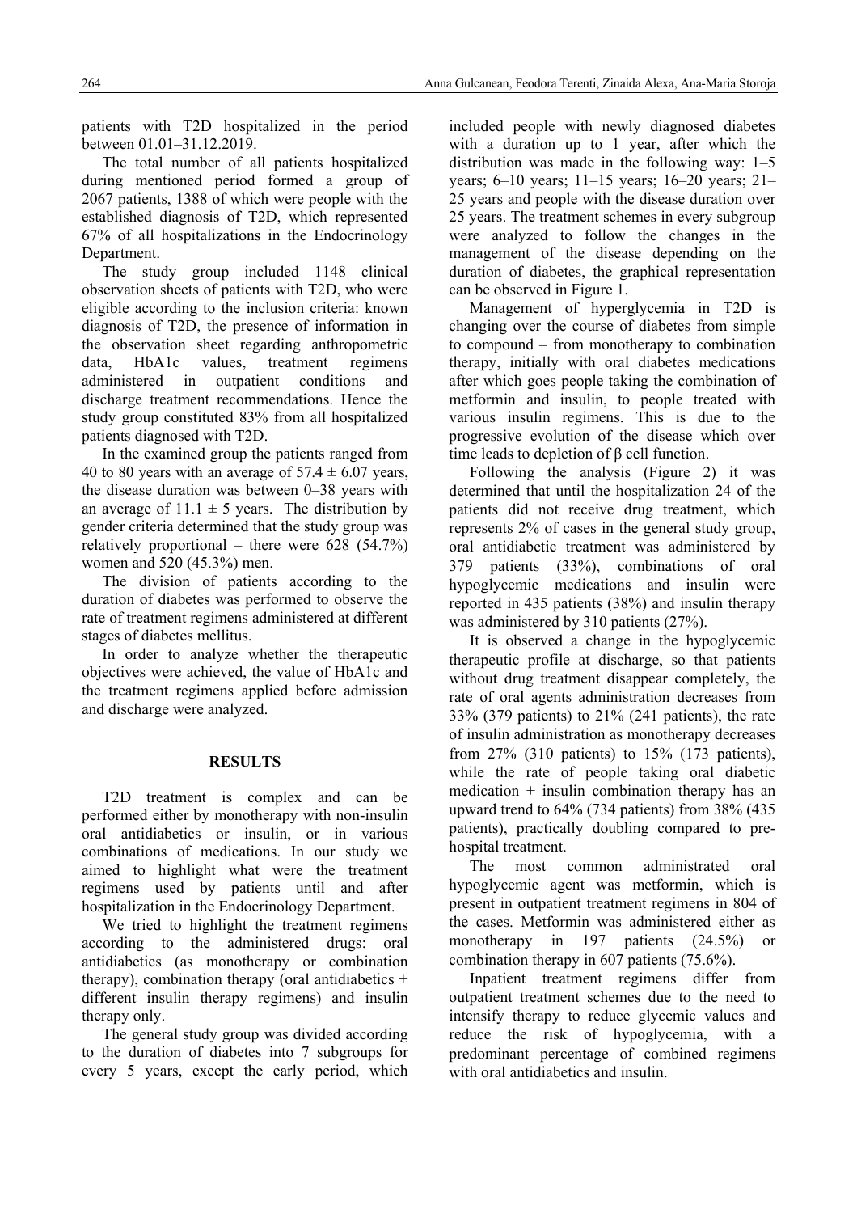patients with T2D hospitalized in the period between 01.01–31.12.2019.

The total number of all patients hospitalized during mentioned period formed a group of 2067 patients, 1388 of which were people with the established diagnosis of T2D, which represented 67% of all hospitalizations in the Endocrinology Department.

The study group included 1148 clinical observation sheets of patients with T2D, who were eligible according to the inclusion criteria: known diagnosis of T2D, the presence of information in the observation sheet regarding anthropometric data, HbA1c values, treatment regimens administered in outpatient conditions and discharge treatment recommendations. Hence the study group constituted 83% from all hospitalized patients diagnosed with T2D.

In the examined group the patients ranged from 40 to 80 years with an average of 57.4 ± 6.07 years, the disease duration was between 0–38 years with an average of 11.1 ± 5 years. The distribution by gender criteria determined that the study group was relatively proportional – there were 628 (54.7%) women and 520 (45.3%) men.

The division of patients according to the duration of diabetes was performed to observe the rate of treatment regimens administered at different stages of diabetes mellitus.

In order to analyze whether the therapeutic objectives were achieved, the value of HbA1c and the treatment regimens applied before admission and discharge were analyzed.

## RESULTS

T2D treatment is complex and can be performed either by monotherapy with non-insulin oral antidiabetics or insulin, or in various combinations of medications. In our study we aimed to highlight what were the treatment regimens used by patients until and after hospitalization in the Endocrinology Department.

We tried to highlight the treatment regimens according to the administered drugs: oral antidiabetics (as monotherapy or combination therapy), combination therapy (oral antidiabetics + different insulin therapy regimens) and insulin therapy only.

The general study group was divided according to the duration of diabetes into 7 subgroups for every 5 years, except the early period, which included people with newly diagnosed diabetes with a duration up to 1 year, after which the distribution was made in the following way: 1–5 years; 6–10 years; 11–15 years; 16–20 years; 21–25 years and people with the disease duration over 25 years. The treatment schemes in every subgroup were analyzed to follow the changes in the management of the disease depending on the duration of diabetes, the graphical representation can be observed in Figure 1.

Management of hyperglycemia in T2D is changing over the course of diabetes from simple to compound – from monotherapy to combination therapy, initially with oral diabetes medications after which goes people taking the combination of metformin and insulin, to people treated with various insulin regimens. This is due to the progressive evolution of the disease which over time leads to depletion of β cell function.

Following the analysis (Figure 2) it was determined that until the hospitalization 24 of the patients did not receive drug treatment, which represents 2% of cases in the general study group, oral antidiabetic treatment was administered by 379 patients (33%), combinations of oral hypoglycemic medications and insulin were reported in 435 patients (38%) and insulin therapy was administered by 310 patients (27%).

It is observed a change in the hypoglycemic therapeutic profile at discharge, so that patients without drug treatment disappear completely, the rate of oral agents administration decreases from 33% (379 patients) to 21% (241 patients), the rate of insulin administration as monotherapy decreases from 27% (310 patients) to 15% (173 patients), while the rate of people taking oral diabetic medication + insulin combination therapy has an upward trend to 64% (734 patients) from 38% (435 patients), practically doubling compared to pre-hospital treatment.

The most common administrated oral hypoglycemic agent was metformin, which is present in outpatient treatment regimens in 804 of the cases. Metformin was administered either as monotherapy in 197 patients (24.5%) or combination therapy in 607 patients (75.6%).

Inpatient treatment regimens differ from outpatient treatment schemes due to the need to intensify therapy to reduce glycemic values and reduce the risk of hypoglycemia, with a predominant percentage of combined regimens with oral antidiabetics and insulin.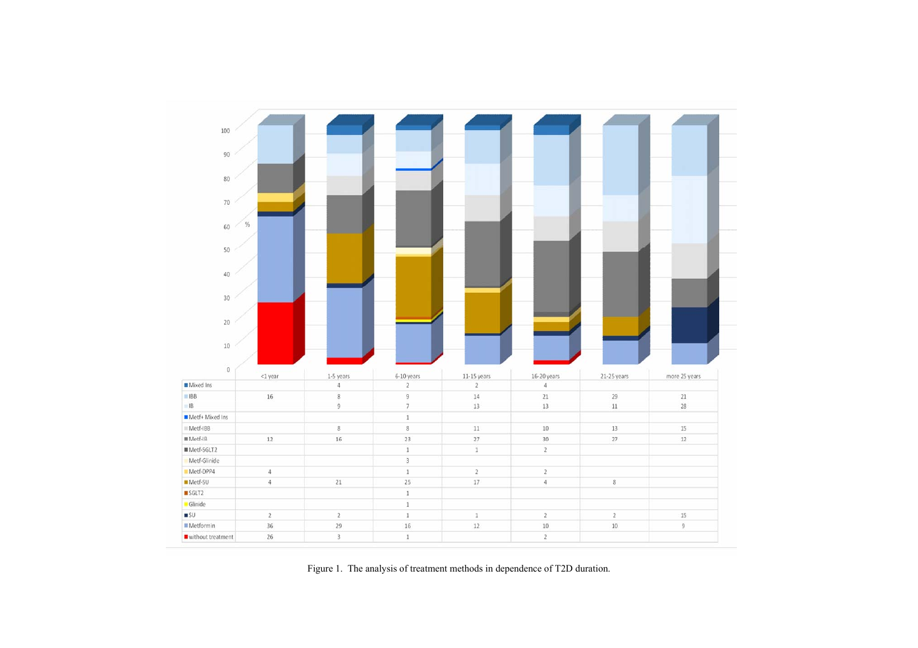| | <1 year | 1-5 years | 6-10 years | 11-15 years | 16-20 years | 21-25 years | more 25 years |
|---|---|---|---|---|---|---|---|
| Mixed Ins | | 4 | 2 | 2 | 4 | | |
| IBB | 16 | 8 | 9 | 14 | 21 | 29 | 21 |
| IB | | 9 | 7 | 13 | 13 | 11 | 28 |
| Metf+ Mixed Ins | | | 1 | | | | |
| Metf-IBB | | 8 | 8 | 11 | 10 | 13 | 15 |
| Metf-IB | 12 | 16 | 23 | 27 | 30 | 27 | 12 |
| Metf-SGLT2 | | | 1 | 1 | 2 | | |
| Metf-Glinide | | | 3 | | | | |
| Metf-DPP4 | 4 | | 1 | 2 | 2 | | |
| Metf-SU | 4 | 21 | 25 | 17 | 4 | 8 | |
| SGLT2 | | | 1 | | | | |
| Glinide | | | 1 | | | | |
| SU | 2 | 2 | 1 | 1 | 2 | 2 | 15 |
| Metformin | 36 | 29 | 16 | 12 | 10 | 10 | 9 |
| without treatment | 26 | 3 | 1 | | 2 | | |

Figure 1. The analysis of treatment methods in dependence of T2D duration.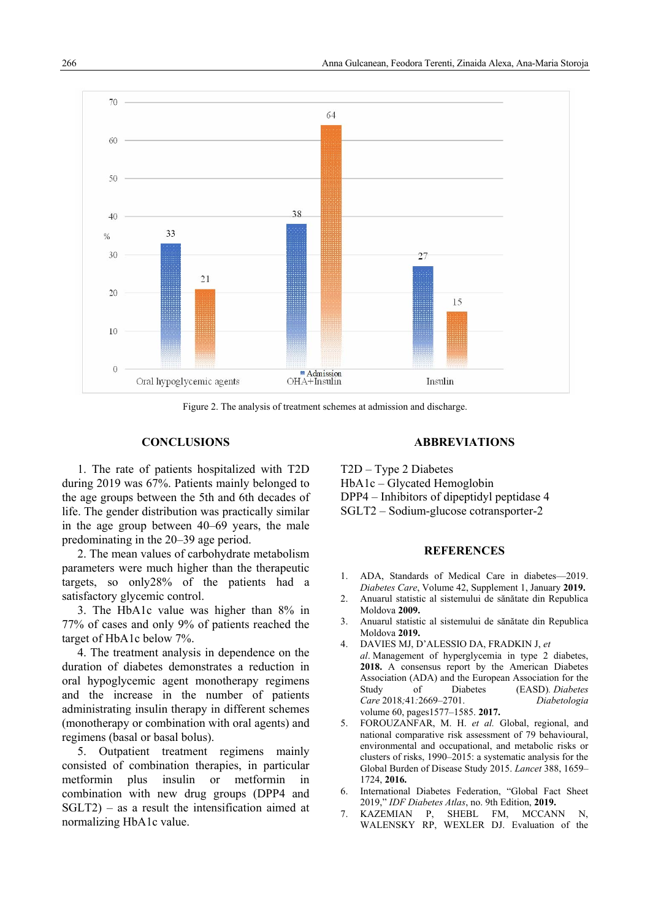Figure 2. The analysis of treatment schemes at admission and discharge.

## CONCLUSIONS

1. The rate of patients hospitalized with T2D during 2019 was 67%. Patients mainly belonged to the age groups between the 5th and 6th decades of life. The gender distribution was practically similar in the age group between 40–69 years, the male predominating in the 20–39 age period.

2. The mean values of carbohydrate metabolism parameters were much higher than the therapeutic targets, so only28% of the patients had a satisfactory glycemic control.

3. The HbA1c value was higher than 8% in 77% of cases and only 9% of patients reached the target of HbA1c below 7%.

4. The treatment analysis in dependence on the duration of diabetes demonstrates a reduction in oral hypoglycemic agent monotherapy regimens and the increase in the number of patients administrating insulin therapy in different schemes (monotherapy or combination with oral agents) and regimens (basal or basal bolus).

5. Outpatient treatment regimens mainly consisted of combination therapies, in particular metformin plus insulin or metformin in combination with new drug groups (DPP4 and SGLT2) – as a result the intensification aimed at normalizing HbA1c value.

## ABBREVIATIONS

T2D – Type 2 Diabetes
HbA1c – Glycated Hemoglobin
DPP4 – Inhibitors of dipeptidyl peptidase 4
SGLT2 – Sodium-glucose cotransporter-2

## REFERENCES

1. ADA, Standards of Medical Care in diabetes—2019. *Diabetes Care*, Volume 42, Supplement 1, January **2019.**
2. Anuarul statistic al sistemului de sănătate din Republica Moldova **2009.**
3. Anuarul statistic al sistemului de sănătate din Republica Moldova **2019.**
4. DAVIES MJ, D'ALESSIO DA, FRADKIN J, *et al*. Management of hyperglycemia in type 2 diabetes, **2018.** A consensus report by the American Diabetes Association (ADA) and the European Association for the Study of Diabetes (EASD). *Diabetes Care* 2018;41:2669–2701. *Diabetologia* volume 60, pages1577–1585. **2017.**
5. FOROUZANFAR, M. H. *et al.* Global, regional, and national comparative risk assessment of 79 behavioural, environmental and occupational, and metabolic risks or clusters of risks, 1990–2015: a systematic analysis for the Global Burden of Disease Study 2015. *Lancet* 388, 1659–1724, **2016.**
6. International Diabetes Federation, "Global Fact Sheet 2019," *IDF Diabetes Atlas*, no. 9th Edition, **2019.**
7. KAZEMIAN P, SHEBL FM, MCCANN N, WALENSKY RP, WEXLER DJ. Evaluation of the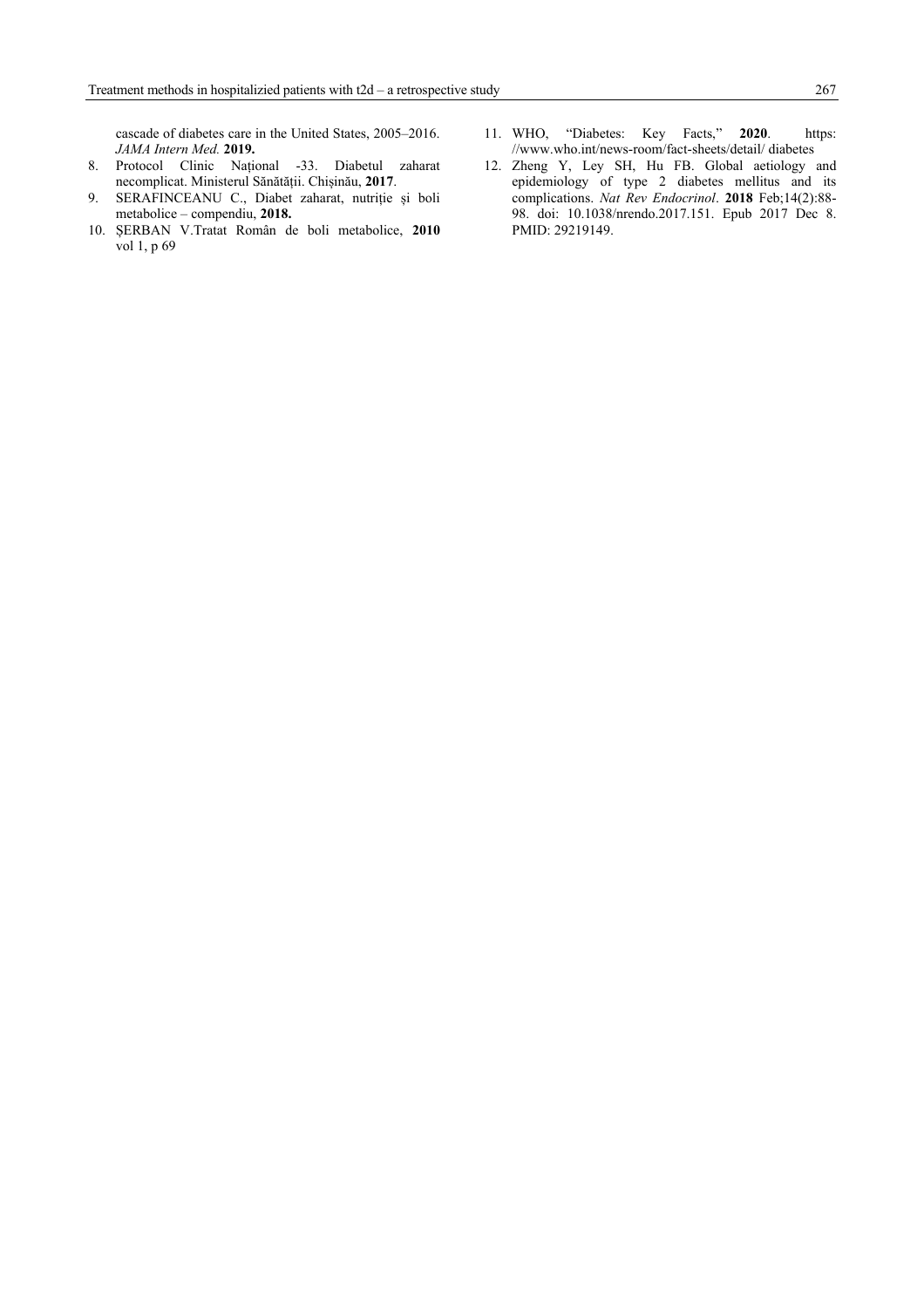cascade of diabetes care in the United States, 2005–2016. *JAMA Intern Med.* **2019.**

8. Protocol Clinic Național -33. Diabetul zaharat necomplicat. Ministerul Sănătății. Chișinău, **2017**.
9. SERAFINCEANU C., Diabet zaharat, nutriție și boli metabolice – compendiu, **2018.**
10. ȘERBAN V.Tratat Român de boli metabolice, **2010** vol 1, p 69
11. WHO, "Diabetes: Key Facts," **2020**. https: //www.who.int/news-room/fact-sheets/detail/ diabetes
12. Zheng Y, Ley SH, Hu FB. Global aetiology and epidemiology of type 2 diabetes mellitus and its complications. *Nat Rev Endocrinol*. **2018** Feb;14(2):88-98. doi: 10.1038/nrendo.2017.151. Epub 2017 Dec 8. PMID: 29219149.